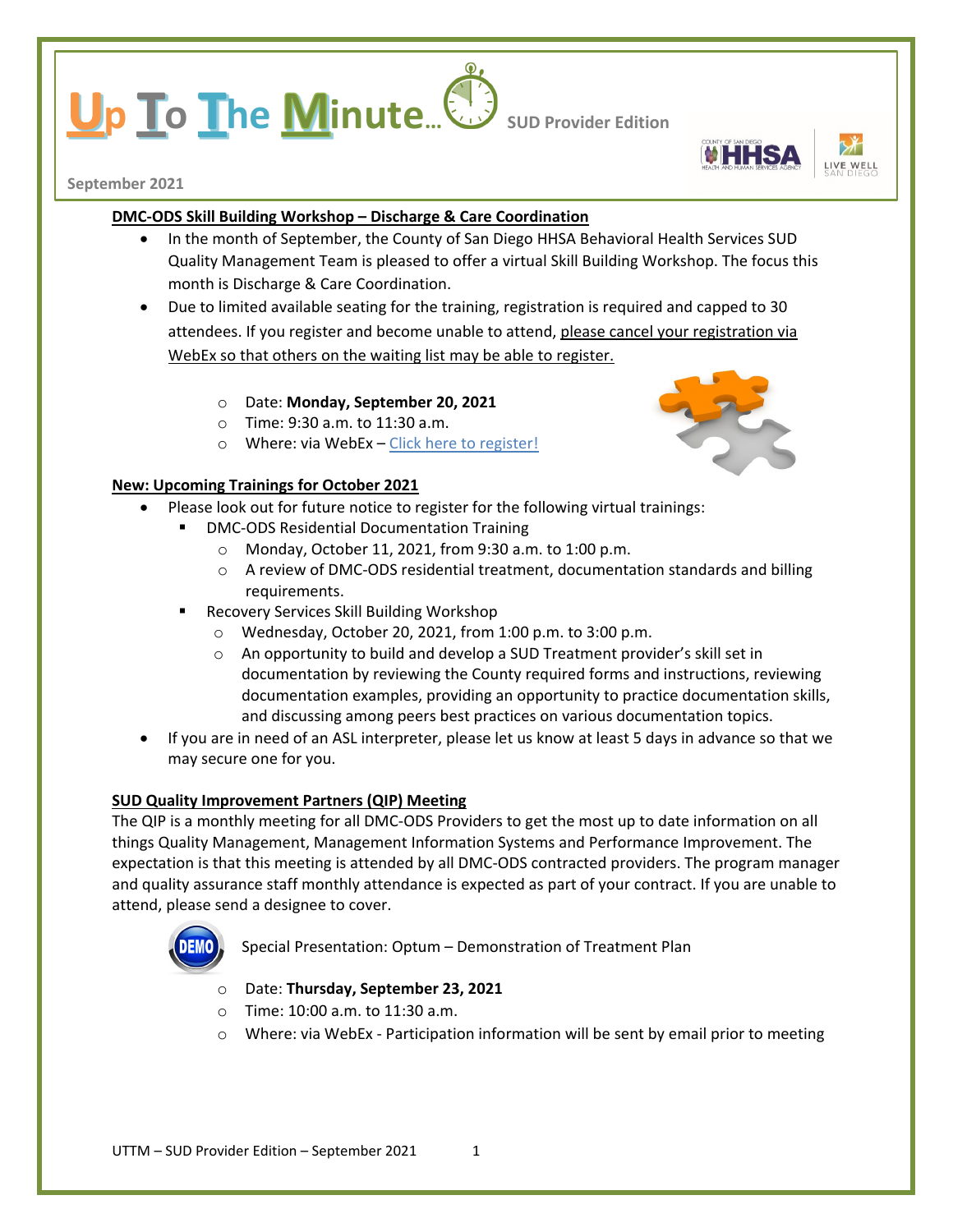# Up To The Minute... SUD Provider Edition

September 2021

**DMC-ODS Skill Building Workshop – Discharge & Care Coordination**

- In the month of September, the County of San Diego HHSA Behavioral Health Services SUD Quality Management Team is pleased to offer a virtual Skill Building Workshop. The focus this month is Discharge & Care Coordination.
- Due to limited available seating for the training, registration is required and capped to 30 attendees. If you register and become unable to attend, please cancel your registration via WebEx so that others on the waiting list may be able to register.
  - Date: **Monday, September 20, 2021**
  - Time: 9:30 a.m. to 11:30 a.m.
  - Where: via WebEx – Click here to register!

**New: Upcoming Trainings for October 2021**

- Please look out for future notice to register for the following virtual trainings:
  - DMC-ODS Residential Documentation Training
    - Monday, October 11, 2021, from 9:30 a.m. to 1:00 p.m.
    - A review of DMC-ODS residential treatment, documentation standards and billing requirements.
  - Recovery Services Skill Building Workshop
    - Wednesday, October 20, 2021, from 1:00 p.m. to 3:00 p.m.
    - An opportunity to build and develop a SUD Treatment provider's skill set in documentation by reviewing the County required forms and instructions, reviewing documentation examples, providing an opportunity to practice documentation skills, and discussing among peers best practices on various documentation topics.
- If you are in need of an ASL interpreter, please let us know at least 5 days in advance so that we may secure one for you.

**SUD Quality Improvement Partners (QIP) Meeting**

The QIP is a monthly meeting for all DMC-ODS Providers to get the most up to date information on all things Quality Management, Management Information Systems and Performance Improvement. The expectation is that this meeting is attended by all DMC-ODS contracted providers. The program manager and quality assurance staff monthly attendance is expected as part of your contract. If you are unable to attend, please send a designee to cover.

Special Presentation: Optum – Demonstration of Treatment Plan

- Date: **Thursday, September 23, 2021**
- Time: 10:00 a.m. to 11:30 a.m.
- Where: via WebEx - Participation information will be sent by email prior to meeting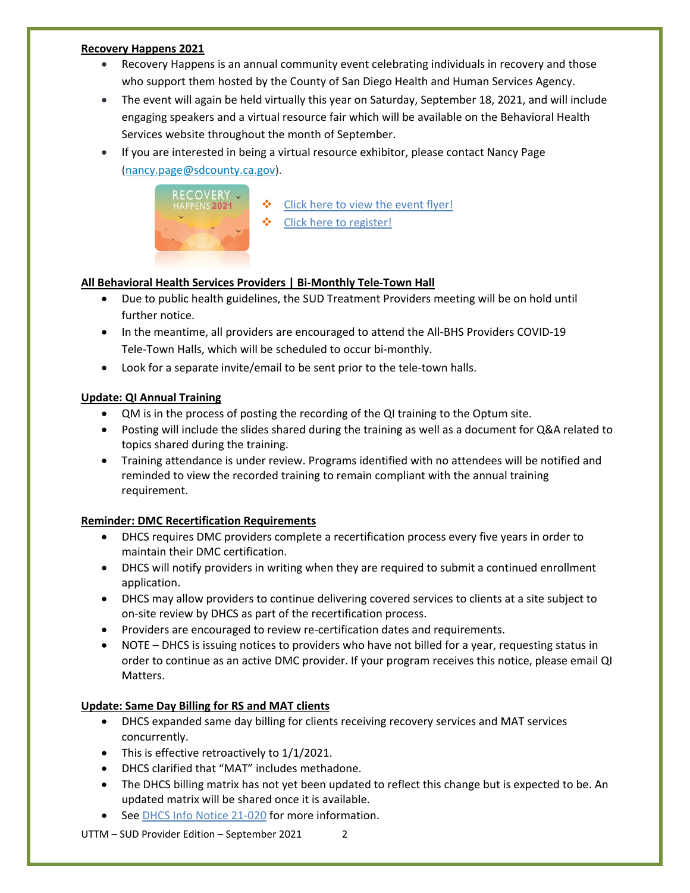**Recovery Happens 2021**

- Recovery Happens is an annual community event celebrating individuals in recovery and those who support them hosted by the County of San Diego Health and Human Services Agency.
- The event will again be held virtually this year on Saturday, September 18, 2021, and will include engaging speakers and a virtual resource fair which will be available on the Behavioral Health Services website throughout the month of September.
- If you are interested in being a virtual resource exhibitor, please contact Nancy Page (nancy.page@sdcounty.ca.gov).

- Click here to view the event flyer!
- Click here to register!

**All Behavioral Health Services Providers | Bi-Monthly Tele-Town Hall**

- Due to public health guidelines, the SUD Treatment Providers meeting will be on hold until further notice.
- In the meantime, all providers are encouraged to attend the All-BHS Providers COVID-19 Tele-Town Halls, which will be scheduled to occur bi-monthly.
- Look for a separate invite/email to be sent prior to the tele-town halls.

**Update: QI Annual Training**

- QM is in the process of posting the recording of the QI training to the Optum site.
- Posting will include the slides shared during the training as well as a document for Q&A related to topics shared during the training.
- Training attendance is under review. Programs identified with no attendees will be notified and reminded to view the recorded training to remain compliant with the annual training requirement.

**Reminder: DMC Recertification Requirements**

- DHCS requires DMC providers complete a recertification process every five years in order to maintain their DMC certification.
- DHCS will notify providers in writing when they are required to submit a continued enrollment application.
- DHCS may allow providers to continue delivering covered services to clients at a site subject to on-site review by DHCS as part of the recertification process.
- Providers are encouraged to review re-certification dates and requirements.
- NOTE – DHCS is issuing notices to providers who have not billed for a year, requesting status in order to continue as an active DMC provider. If your program receives this notice, please email QI Matters.

**Update: Same Day Billing for RS and MAT clients**

- DHCS expanded same day billing for clients receiving recovery services and MAT services concurrently.
- This is effective retroactively to 1/1/2021.
- DHCS clarified that "MAT" includes methadone.
- The DHCS billing matrix has not yet been updated to reflect this change but is expected to be. An updated matrix will be shared once it is available.
- See DHCS Info Notice 21-020 for more information.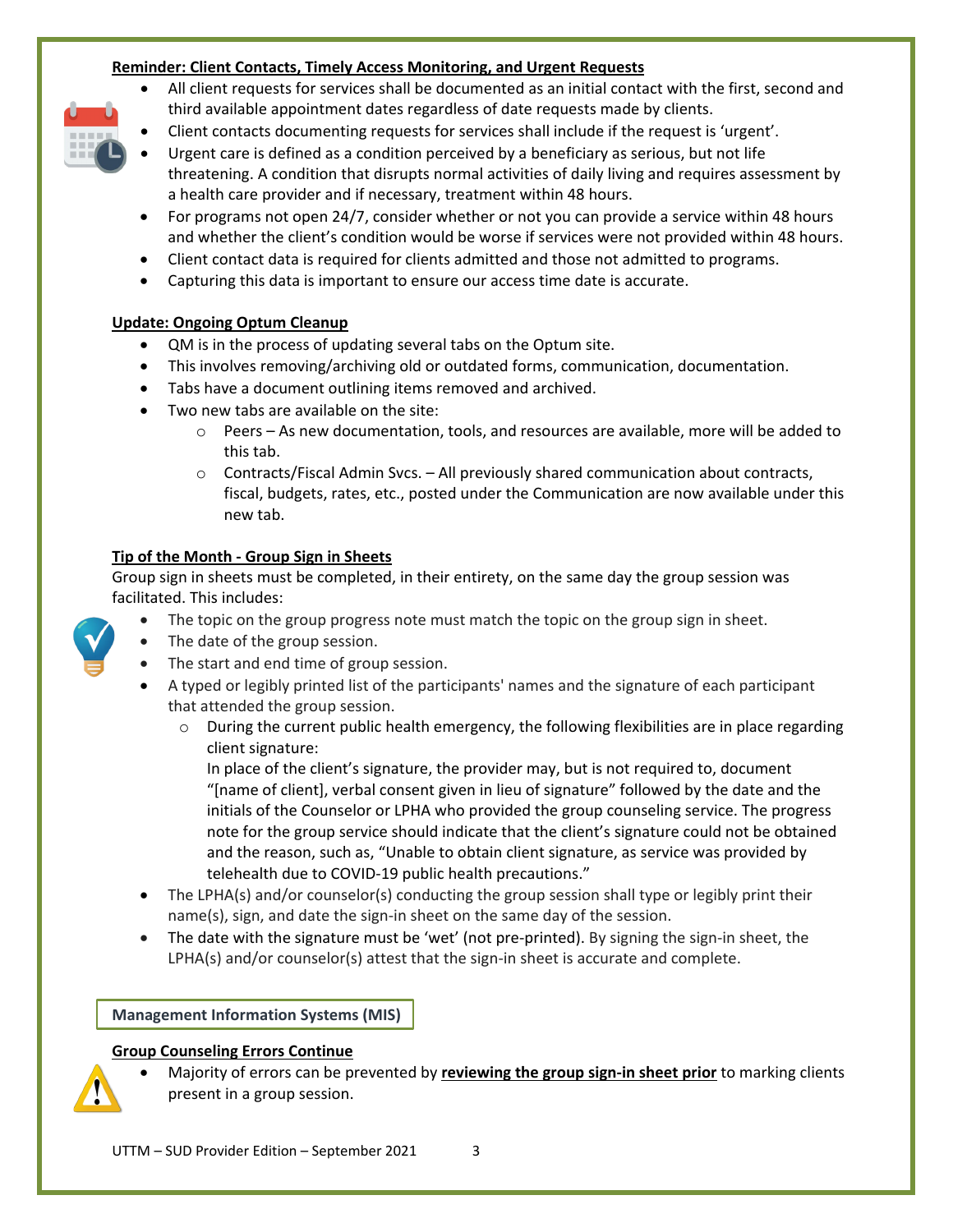**Reminder: Client Contacts, Timely Access Monitoring, and Urgent Requests**

- All client requests for services shall be documented as an initial contact with the first, second and third available appointment dates regardless of date requests made by clients.
- Client contacts documenting requests for services shall include if the request is 'urgent'.
- Urgent care is defined as a condition perceived by a beneficiary as serious, but not life threatening. A condition that disrupts normal activities of daily living and requires assessment by a health care provider and if necessary, treatment within 48 hours.
- For programs not open 24/7, consider whether or not you can provide a service within 48 hours and whether the client's condition would be worse if services were not provided within 48 hours.
- Client contact data is required for clients admitted and those not admitted to programs.
- Capturing this data is important to ensure our access time date is accurate.

**Update: Ongoing Optum Cleanup**

- QM is in the process of updating several tabs on the Optum site.
- This involves removing/archiving old or outdated forms, communication, documentation.
- Tabs have a document outlining items removed and archived.
- Two new tabs are available on the site:
  - Peers – As new documentation, tools, and resources are available, more will be added to this tab.
  - Contracts/Fiscal Admin Svcs. – All previously shared communication about contracts, fiscal, budgets, rates, etc., posted under the Communication are now available under this new tab.

**Tip of the Month - Group Sign in Sheets**

Group sign in sheets must be completed, in their entirety, on the same day the group session was facilitated. This includes:

- The topic on the group progress note must match the topic on the group sign in sheet.
- The date of the group session.
- The start and end time of group session.
- A typed or legibly printed list of the participants' names and the signature of each participant that attended the group session.
  - During the current public health emergency, the following flexibilities are in place regarding client signature:
    In place of the client's signature, the provider may, but is not required to, document "[name of client], verbal consent given in lieu of signature" followed by the date and the initials of the Counselor or LPHA who provided the group counseling service. The progress note for the group service should indicate that the client's signature could not be obtained and the reason, such as, "Unable to obtain client signature, as service was provided by telehealth due to COVID-19 public health precautions."
- The LPHA(s) and/or counselor(s) conducting the group session shall type or legibly print their name(s), sign, and date the sign-in sheet on the same day of the session.
- The date with the signature must be 'wet' (not pre-printed). By signing the sign-in sheet, the LPHA(s) and/or counselor(s) attest that the sign-in sheet is accurate and complete.

## Management Information Systems (MIS)

**Group Counseling Errors Continue**

- Majority of errors can be prevented by **reviewing the group sign-in sheet prior** to marking clients present in a group session.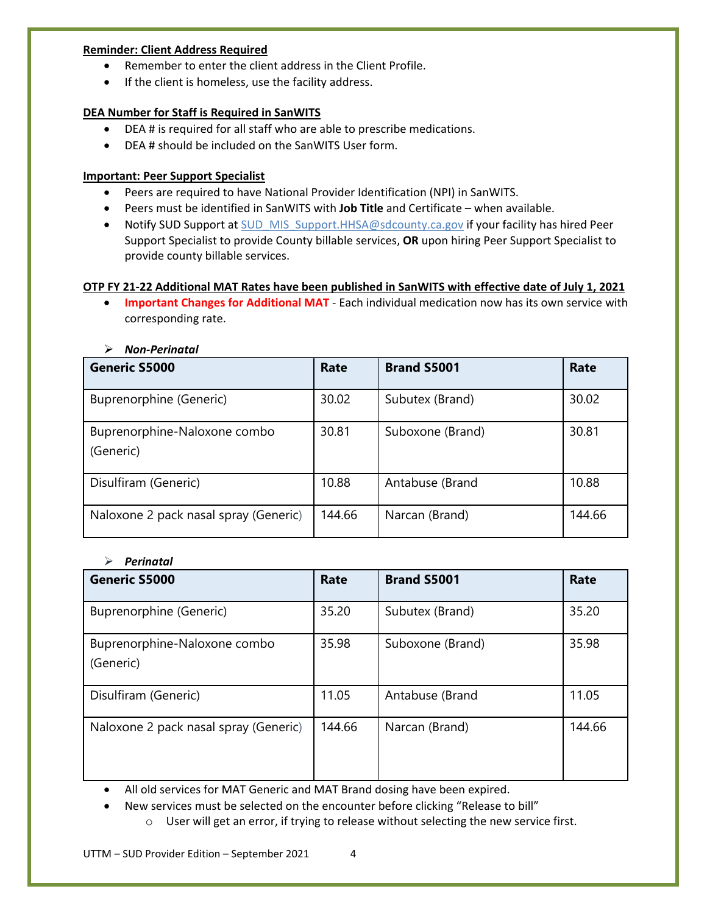**Reminder: Client Address Required**

- Remember to enter the client address in the Client Profile.
- If the client is homeless, use the facility address.

**DEA Number for Staff is Required in SanWITS**

- DEA # is required for all staff who are able to prescribe medications.
- DEA # should be included on the SanWITS User form.

**Important: Peer Support Specialist**

- Peers are required to have National Provider Identification (NPI) in SanWITS.
- Peers must be identified in SanWITS with **Job Title** and Certificate – when available.
- Notify SUD Support at SUD_MIS_Support.HHSA@sdcounty.ca.gov if your facility has hired Peer Support Specialist to provide County billable services, **OR** upon hiring Peer Support Specialist to provide county billable services.

**OTP FY 21-22 Additional MAT Rates have been published in SanWITS with effective date of July 1, 2021**

- **Important Changes for Additional MAT** - Each individual medication now has its own service with corresponding rate.

➢ ***Non-Perinatal***

| Generic S5000 | Rate | Brand S5001 | Rate |
|---|---|---|---|
| Buprenorphine (Generic) | 30.02 | Subutex (Brand) | 30.02 |
| Buprenorphine-Naloxone combo (Generic) | 30.81 | Suboxone (Brand) | 30.81 |
| Disulfiram (Generic) | 10.88 | Antabuse (Brand | 10.88 |
| Naloxone 2 pack nasal spray (Generic) | 144.66 | Narcan (Brand) | 144.66 |

➢ ***Perinatal***

| Generic S5000 | Rate | Brand S5001 | Rate |
|---|---|---|---|
| Buprenorphine (Generic) | 35.20 | Subutex (Brand) | 35.20 |
| Buprenorphine-Naloxone combo (Generic) | 35.98 | Suboxone (Brand) | 35.98 |
| Disulfiram (Generic) | 11.05 | Antabuse (Brand | 11.05 |
| Naloxone 2 pack nasal spray (Generic) | 144.66 | Narcan (Brand) | 144.66 |

- All old services for MAT Generic and MAT Brand dosing have been expired.
- New services must be selected on the encounter before clicking "Release to bill"
  - User will get an error, if trying to release without selecting the new service first.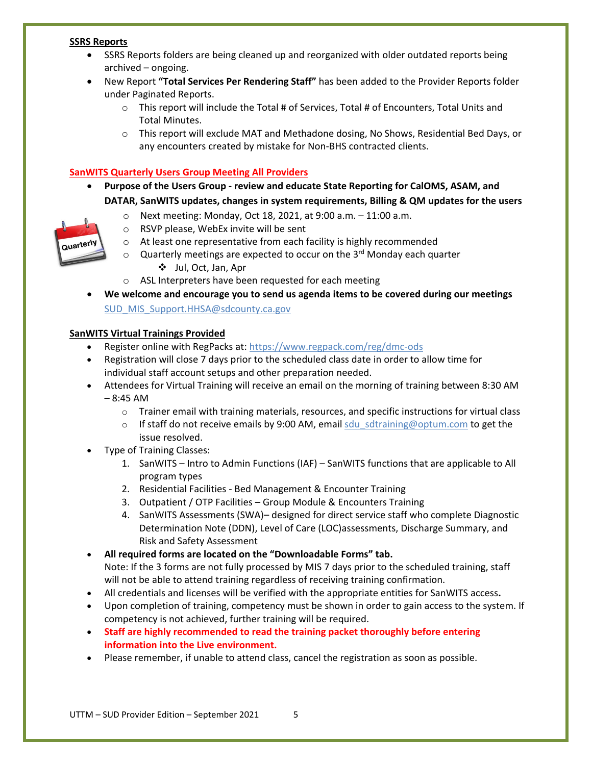## SSRS Reports

- SSRS Reports folders are being cleaned up and reorganized with older outdated reports being archived – ongoing.
- New Report **"Total Services Per Rendering Staff"** has been added to the Provider Reports folder under Paginated Reports.
  - This report will include the Total # of Services, Total # of Encounters, Total Units and Total Minutes.
  - This report will exclude MAT and Methadone dosing, No Shows, Residential Bed Days, or any encounters created by mistake for Non-BHS contracted clients.

## SanWITS Quarterly Users Group Meeting All Providers

- **Purpose of the Users Group - review and educate State Reporting for CalOMS, ASAM, and DATAR, SanWITS updates, changes in system requirements, Billing & QM updates for the users**
  - Next meeting: Monday, Oct 18, 2021, at 9:00 a.m. – 11:00 a.m.
  - RSVP please, WebEx invite will be sent
  - At least one representative from each facility is highly recommended
  - Quarterly meetings are expected to occur on the 3rd Monday each quarter
    - Jul, Oct, Jan, Apr
  - ASL Interpreters have been requested for each meeting
- **We welcome and encourage you to send us agenda items to be covered during our meetings** SUD_MIS_Support.HHSA@sdcounty.ca.gov

## SanWITS Virtual Trainings Provided

- Register online with RegPacks at: https://www.regpack.com/reg/dmc-ods
- Registration will close 7 days prior to the scheduled class date in order to allow time for individual staff account setups and other preparation needed.
- Attendees for Virtual Training will receive an email on the morning of training between 8:30 AM – 8:45 AM
  - Trainer email with training materials, resources, and specific instructions for virtual class
  - If staff do not receive emails by 9:00 AM, email sdu_sdtraining@optum.com to get the issue resolved.
- Type of Training Classes:
  1. SanWITS – Intro to Admin Functions (IAF) – SanWITS functions that are applicable to All program types
  2. Residential Facilities - Bed Management & Encounter Training
  3. Outpatient / OTP Facilities – Group Module & Encounters Training
  4. SanWITS Assessments (SWA)– designed for direct service staff who complete Diagnostic Determination Note (DDN), Level of Care (LOC)assessments, Discharge Summary, and Risk and Safety Assessment
- **All required forms are located on the "Downloadable Forms" tab.**
  Note: If the 3 forms are not fully processed by MIS 7 days prior to the scheduled training, staff will not be able to attend training regardless of receiving training confirmation.
- All credentials and licenses will be verified with the appropriate entities for SanWITS access**.**
- Upon completion of training, competency must be shown in order to gain access to the system. If competency is not achieved, further training will be required.
- **Staff are highly recommended to read the training packet thoroughly before entering information into the Live environment.**
- Please remember, if unable to attend class, cancel the registration as soon as possible.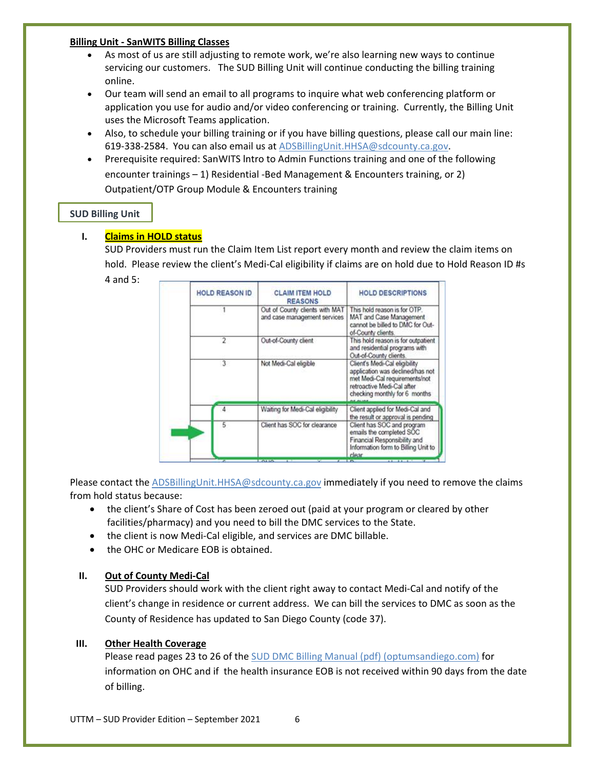**Billing Unit - SanWITS Billing Classes**

- As most of us are still adjusting to remote work, we're also learning new ways to continue servicing our customers. The SUD Billing Unit will continue conducting the billing training online.
- Our team will send an email to all programs to inquire what web conferencing platform or application you use for audio and/or video conferencing or training. Currently, the Billing Unit uses the Microsoft Teams application.
- Also, to schedule your billing training or if you have billing questions, please call our main line: 619-338-2584. You can also email us at ADSBillingUnit.HHSA@sdcounty.ca.gov.
- Prerequisite required: SanWITS Intro to Admin Functions training and one of the following encounter trainings – 1) Residential -Bed Management & Encounters training, or 2) Outpatient/OTP Group Module & Encounters training

## SUD Billing Unit

### I. Claims in HOLD status

SUD Providers must run the Claim Item List report every month and review the claim items on hold. Please review the client's Medi-Cal eligibility if claims are on hold due to Hold Reason ID #s 4 and 5:

| HOLD REASON ID | CLAIM ITEM HOLD REASONS | HOLD DESCRIPTIONS |
|---|---|---|
| 1 | Out of County clients with MAT and case management services | This hold reason is for OTP. MAT and Case Management cannot be billed to DMC for Out-of-County clients. |
| 2 | Out-of-County client | This hold reason is for outpatient and residential programs with Out-of-County clients. |
| 3 | Not Medi-Cal eligible | Client's Medi-Cal eligibility application was declined/has not met Medi-Cal requirements/not retroactive Medi-Cal after checking monthly for 6 months or over. |
| 4 | Waiting for Medi-Cal eligibility | Client applied for Medi-Cal and the result or approval is pending |
| 5 | Client has SOC for clearance | Client has SOC and program emails the completed SOC Financial Responsibility and Information form to Billing Unit to clear |

Please contact the ADSBillingUnit.HHSA@sdcounty.ca.gov immediately if you need to remove the claims from hold status because:

- the client's Share of Cost has been zeroed out (paid at your program or cleared by other facilities/pharmacy) and you need to bill the DMC services to the State.
- the client is now Medi-Cal eligible, and services are DMC billable.
- the OHC or Medicare EOB is obtained.

### II. Out of County Medi-Cal

SUD Providers should work with the client right away to contact Medi-Cal and notify of the client's change in residence or current address. We can bill the services to DMC as soon as the County of Residence has updated to San Diego County (code 37).

### III. Other Health Coverage

Please read pages 23 to 26 of the SUD DMC Billing Manual (pdf) (optumsandiego.com) for information on OHC and if the health insurance EOB is not received within 90 days from the date of billing.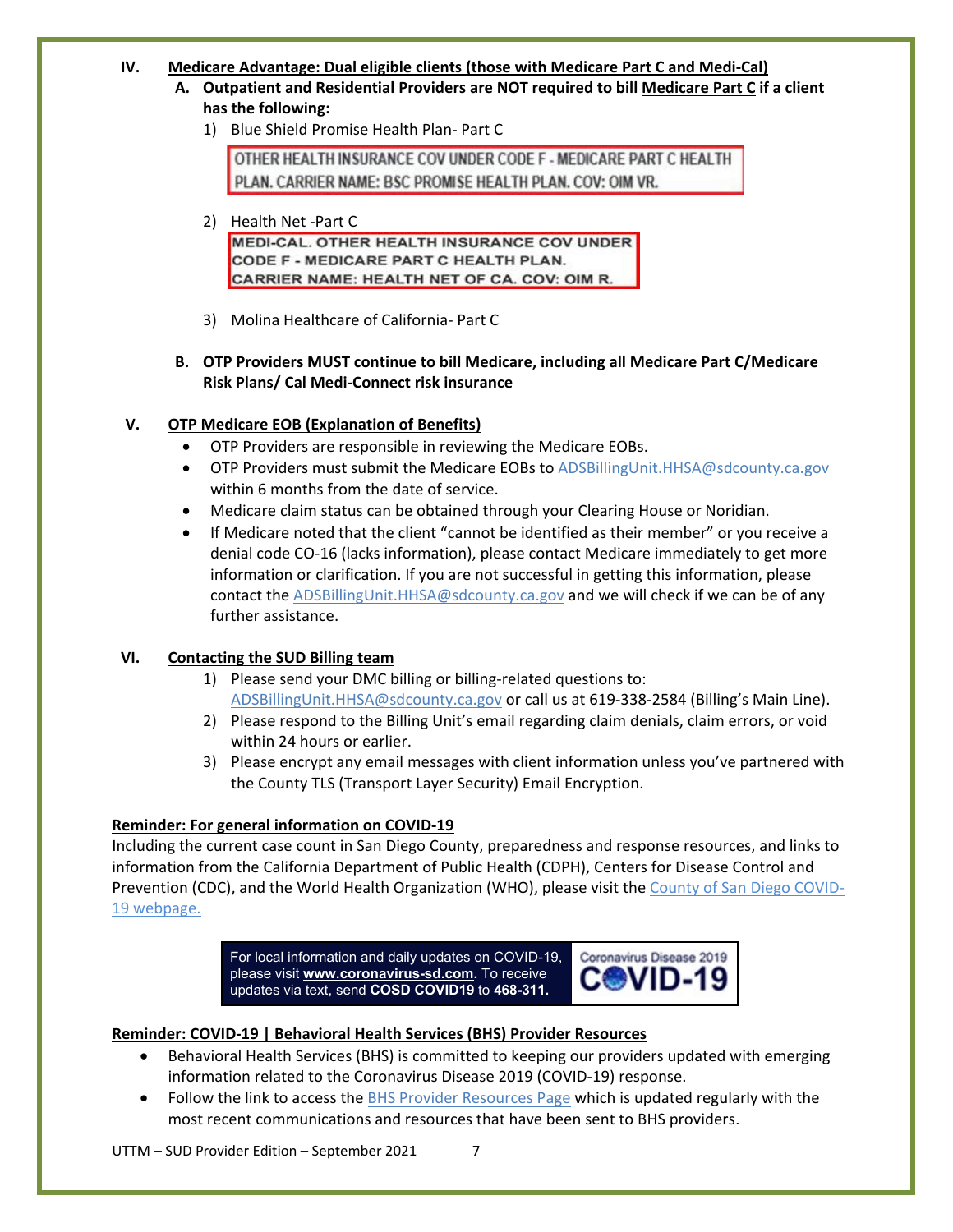## IV. Medicare Advantage: Dual eligible clients (those with Medicare Part C and Medi-Cal)

**A. Outpatient and Residential Providers are NOT required to bill Medicare Part C if a client has the following:**

1) Blue Shield Promise Health Plan- Part C

OTHER HEALTH INSURANCE COV UNDER CODE F - MEDICARE PART C HEALTH PLAN. CARRIER NAME: BSC PROMISE HEALTH PLAN. COV: OIM VR.

2) Health Net -Part C

MEDI-CAL. OTHER HEALTH INSURANCE COV UNDER CODE F - MEDICARE PART C HEALTH PLAN. CARRIER NAME: HEALTH NET OF CA. COV: OIM R.

3) Molina Healthcare of California- Part C

**B. OTP Providers MUST continue to bill Medicare, including all Medicare Part C/Medicare Risk Plans/ Cal Medi-Connect risk insurance**

## V. OTP Medicare EOB (Explanation of Benefits)

- OTP Providers are responsible in reviewing the Medicare EOBs.
- OTP Providers must submit the Medicare EOBs to ADSBillingUnit.HHSA@sdcounty.ca.gov within 6 months from the date of service.
- Medicare claim status can be obtained through your Clearing House or Noridian.
- If Medicare noted that the client "cannot be identified as their member" or you receive a denial code CO-16 (lacks information), please contact Medicare immediately to get more information or clarification. If you are not successful in getting this information, please contact the ADSBillingUnit.HHSA@sdcounty.ca.gov and we will check if we can be of any further assistance.

## VI. Contacting the SUD Billing team

1) Please send your DMC billing or billing-related questions to: ADSBillingUnit.HHSA@sdcounty.ca.gov or call us at 619-338-2584 (Billing's Main Line).
2) Please respond to the Billing Unit's email regarding claim denials, claim errors, or void within 24 hours or earlier.
3) Please encrypt any email messages with client information unless you've partnered with the County TLS (Transport Layer Security) Email Encryption.

**Reminder: For general information on COVID-19**

Including the current case count in San Diego County, preparedness and response resources, and links to information from the California Department of Public Health (CDPH), Centers for Disease Control and Prevention (CDC), and the World Health Organization (WHO), please visit the County of San Diego COVID-19 webpage.

For local information and daily updates on COVID-19, please visit **www.coronavirus-sd.com.** To receive updates via text, send **COSD COVID19** to **468-311.**

Coronavirus Disease 2019 COVID-19

**Reminder: COVID-19 | Behavioral Health Services (BHS) Provider Resources**

- Behavioral Health Services (BHS) is committed to keeping our providers updated with emerging information related to the Coronavirus Disease 2019 (COVID-19) response.
- Follow the link to access the BHS Provider Resources Page which is updated regularly with the most recent communications and resources that have been sent to BHS providers.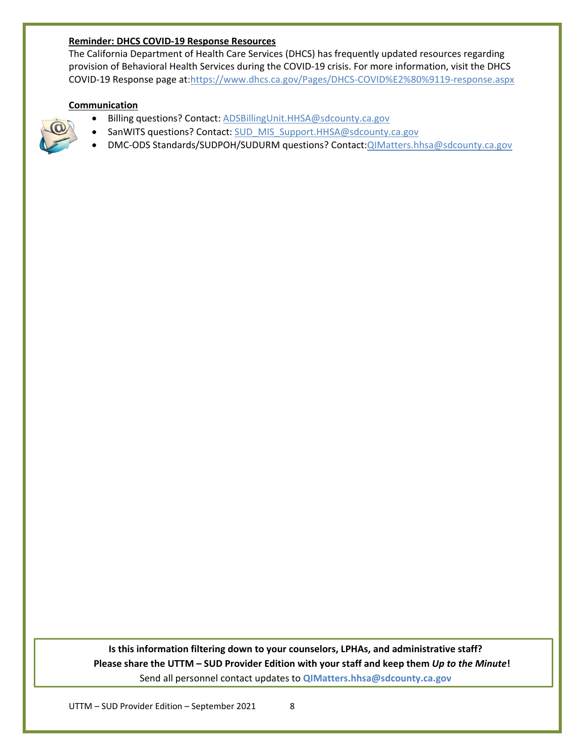**Reminder: DHCS COVID-19 Response Resources**

The California Department of Health Care Services (DHCS) has frequently updated resources regarding provision of Behavioral Health Services during the COVID-19 crisis. For more information, visit the DHCS COVID-19 Response page at:https://www.dhcs.ca.gov/Pages/DHCS-COVID%E2%80%9119-response.aspx

**Communication**

- Billing questions? Contact: ADSBillingUnit.HHSA@sdcounty.ca.gov
- SanWITS questions? Contact: SUD_MIS_Support.HHSA@sdcounty.ca.gov
- DMC-ODS Standards/SUDPOH/SUDURM questions? Contact:QIMatters.hhsa@sdcounty.ca.gov

**Is this information filtering down to your counselors, LPHAs, and administrative staff?**
**Please share the UTTM – SUD Provider Edition with your staff and keep them *Up to the Minute*!**
Send all personnel contact updates to **QIMatters.hhsa@sdcounty.ca.gov**